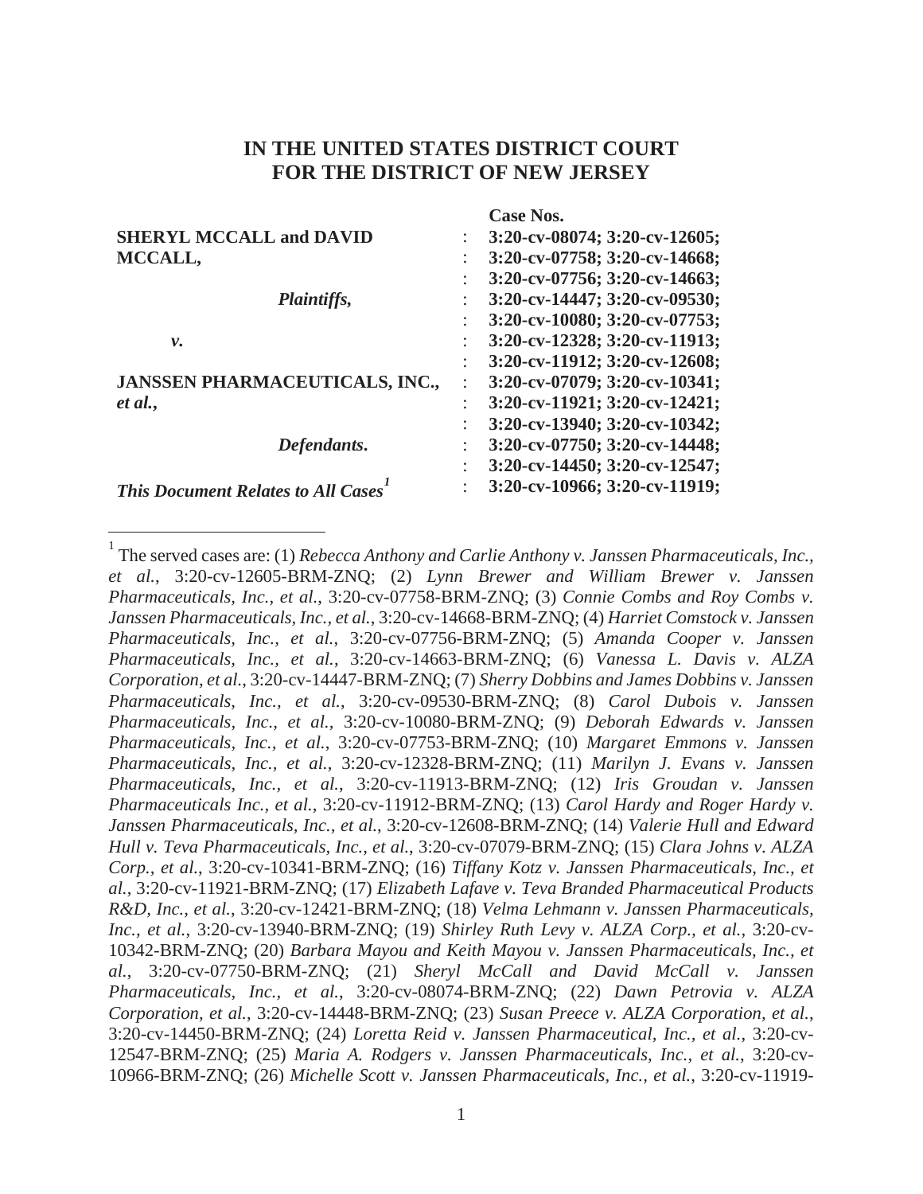# IN THE UNITED STATES DISTRICT COURT
# FOR THE DISTRICT OF NEW JERSEY

| | | Case Nos. |
|---|---|---|
| **SHERYL MCCALL and DAVID MCCALL,** | : | **3:20-cv-08074; 3:20-cv-12605;** |
| | : | **3:20-cv-07758; 3:20-cv-14668;** |
| | : | **3:20-cv-07756; 3:20-cv-14663;** |
| ***Plaintiffs,*** | : | **3:20-cv-14447; 3:20-cv-09530;** |
| | : | **3:20-cv-10080; 3:20-cv-07753;** |
| ***v.*** | : | **3:20-cv-12328; 3:20-cv-11913;** |
| | : | **3:20-cv-11912; 3:20-cv-12608;** |
| **JANSSEN PHARMACEUTICALS, INC.,** ***et al.,*** | : | **3:20-cv-07079; 3:20-cv-10341;** |
| | : | **3:20-cv-11921; 3:20-cv-12421;** |
| | : | **3:20-cv-13940; 3:20-cv-10342;** |
| ***Defendants.*** | : | **3:20-cv-07750; 3:20-cv-14448;** |
| | : | **3:20-cv-14450; 3:20-cv-12547;** |
| ***This Document Relates to All Cases*** [1] | : | **3:20-cv-10966; 3:20-cv-11919;** |

[1] The served cases are: (1) *Rebecca Anthony and Carlie Anthony v. Janssen Pharmaceuticals, Inc., et al.*, 3:20-cv-12605-BRM-ZNQ; (2) *Lynn Brewer and William Brewer v. Janssen Pharmaceuticals, Inc., et al.*, 3:20-cv-07758-BRM-ZNQ; (3) *Connie Combs and Roy Combs v. Janssen Pharmaceuticals, Inc., et al.*, 3:20-cv-14668-BRM-ZNQ; (4) *Harriet Comstock v. Janssen Pharmaceuticals, Inc., et al.*, 3:20-cv-07756-BRM-ZNQ; (5) *Amanda Cooper v. Janssen Pharmaceuticals, Inc., et al.*, 3:20-cv-14663-BRM-ZNQ; (6) *Vanessa L. Davis v. ALZA Corporation, et al.*, 3:20-cv-14447-BRM-ZNQ; (7) *Sherry Dobbins and James Dobbins v. Janssen Pharmaceuticals, Inc., et al.*, 3:20-cv-09530-BRM-ZNQ; (8) *Carol Dubois v. Janssen Pharmaceuticals, Inc., et al.,* 3:20-cv-10080-BRM-ZNQ; (9) *Deborah Edwards v. Janssen Pharmaceuticals, Inc., et al.*, 3:20-cv-07753-BRM-ZNQ; (10) *Margaret Emmons v. Janssen Pharmaceuticals, Inc., et al.*, 3:20-cv-12328-BRM-ZNQ; (11) *Marilyn J. Evans v. Janssen Pharmaceuticals, Inc., et al.*, 3:20-cv-11913-BRM-ZNQ; (12) *Iris Groudan v. Janssen Pharmaceuticals Inc., et al.*, 3:20-cv-11912-BRM-ZNQ; (13) *Carol Hardy and Roger Hardy v. Janssen Pharmaceuticals, Inc., et al.*, 3:20-cv-12608-BRM-ZNQ; (14) *Valerie Hull and Edward Hull v. Teva Pharmaceuticals, Inc., et al.*, 3:20-cv-07079-BRM-ZNQ; (15) *Clara Johns v. ALZA Corp., et al.*, 3:20-cv-10341-BRM-ZNQ; (16) *Tiffany Kotz v. Janssen Pharmaceuticals, Inc., et al.*, 3:20-cv-11921-BRM-ZNQ; (17) *Elizabeth Lafave v. Teva Branded Pharmaceutical Products R&D, Inc., et al.*, 3:20-cv-12421-BRM-ZNQ; (18) *Velma Lehmann v. Janssen Pharmaceuticals, Inc., et al.*, 3:20-cv-13940-BRM-ZNQ; (19) *Shirley Ruth Levy v. ALZA Corp., et al.*, 3:20-cv-10342-BRM-ZNQ; (20) *Barbara Mayou and Keith Mayou v. Janssen Pharmaceuticals, Inc., et al.*, 3:20-cv-07750-BRM-ZNQ; (21) *Sheryl McCall and David McCall v. Janssen Pharmaceuticals, Inc., et al.*, 3:20-cv-08074-BRM-ZNQ; (22) *Dawn Petrovia v. ALZA Corporation, et al.*, 3:20-cv-14448-BRM-ZNQ; (23) *Susan Preece v. ALZA Corporation, et al.*, 3:20-cv-14450-BRM-ZNQ; (24) *Loretta Reid v. Janssen Pharmaceutical, Inc., et al.*, 3:20-cv-12547-BRM-ZNQ; (25) *Maria A. Rodgers v. Janssen Pharmaceuticals, Inc., et al.*, 3:20-cv-10966-BRM-ZNQ; (26) *Michelle Scott v. Janssen Pharmaceuticals, Inc., et al.*, 3:20-cv-11919-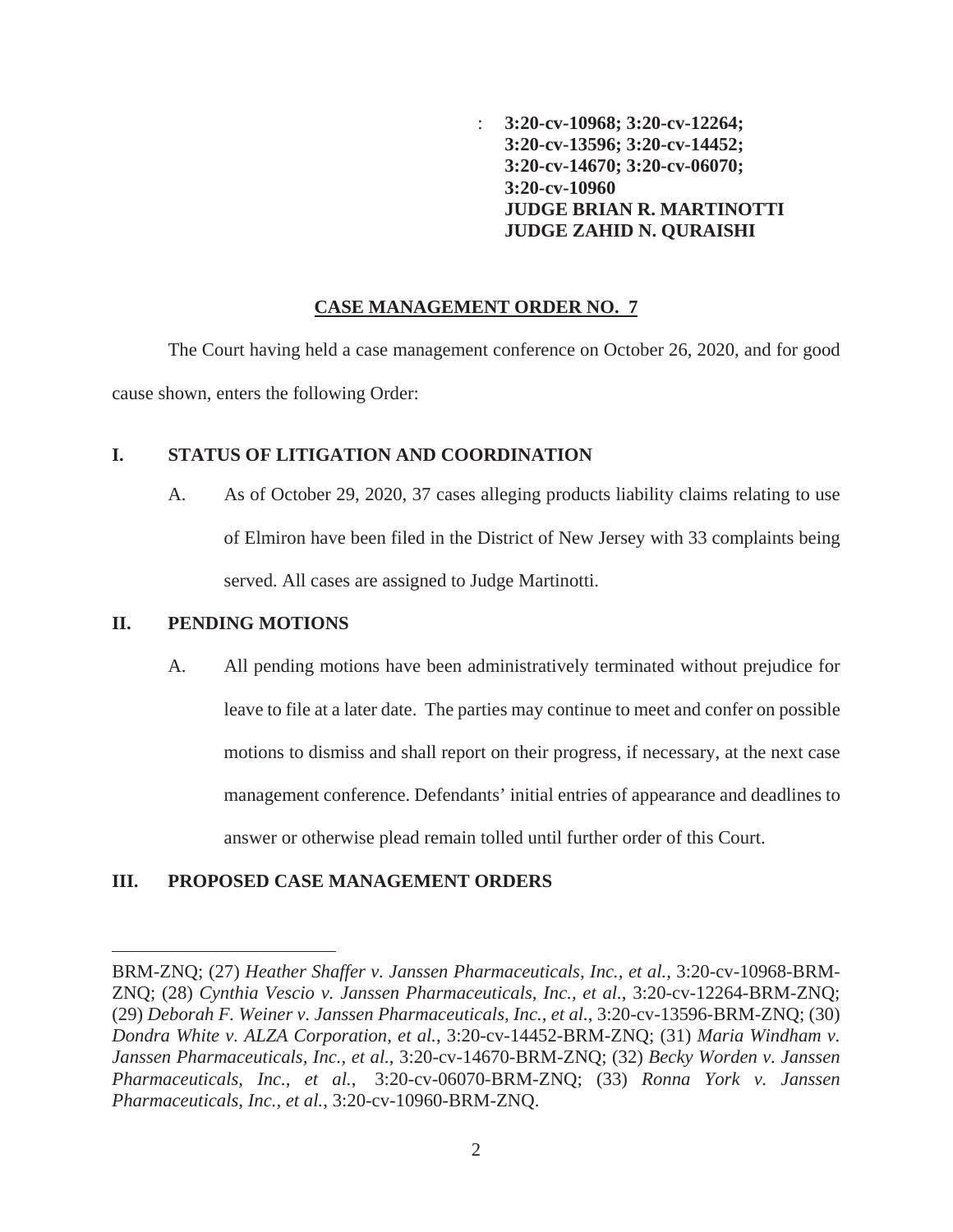: **3:20-cv-10968; 3:20-cv-12264; 3:20-cv-13596; 3:20-cv-14452; 3:20-cv-14670; 3:20-cv-06070; 3:20-cv-10960**
**JUDGE BRIAN R. MARTINOTTI**
**JUDGE ZAHID N. QURAISHI**

## CASE MANAGEMENT ORDER NO. 7

The Court having held a case management conference on October 26, 2020, and for good cause shown, enters the following Order:

## I. STATUS OF LITIGATION AND COORDINATION

A. As of October 29, 2020, 37 cases alleging products liability claims relating to use of Elmiron have been filed in the District of New Jersey with 33 complaints being served. All cases are assigned to Judge Martinotti.

## II. PENDING MOTIONS

A. All pending motions have been administratively terminated without prejudice for leave to file at a later date. The parties may continue to meet and confer on possible motions to dismiss and shall report on their progress, if necessary, at the next case management conference. Defendants' initial entries of appearance and deadlines to answer or otherwise plead remain tolled until further order of this Court.

## III. PROPOSED CASE MANAGEMENT ORDERS

---

BRM-ZNQ; (27) *Heather Shaffer v. Janssen Pharmaceuticals, Inc., et al.*, 3:20-cv-10968-BRM-ZNQ; (28) *Cynthia Vescio v. Janssen Pharmaceuticals, Inc., et al.*, 3:20-cv-12264-BRM-ZNQ; (29) *Deborah F. Weiner v. Janssen Pharmaceuticals, Inc., et al.*, 3:20-cv-13596-BRM-ZNQ; (30) *Dondra White v. ALZA Corporation, et al.*, 3:20-cv-14452-BRM-ZNQ; (31) *Maria Windham v. Janssen Pharmaceuticals, Inc., et al.*, 3:20-cv-14670-BRM-ZNQ; (32) *Becky Worden v. Janssen Pharmaceuticals, Inc., et al.*, 3:20-cv-06070-BRM-ZNQ; (33) *Ronna York v. Janssen Pharmaceuticals, Inc., et al.*, 3:20-cv-10960-BRM-ZNQ.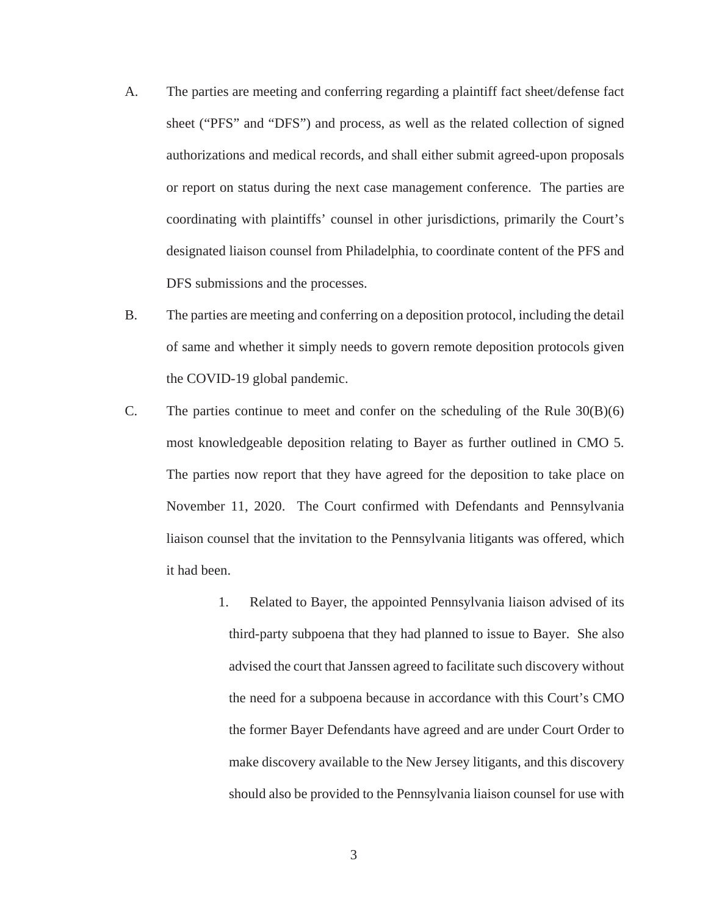A. The parties are meeting and conferring regarding a plaintiff fact sheet/defense fact sheet ("PFS" and "DFS") and process, as well as the related collection of signed authorizations and medical records, and shall either submit agreed-upon proposals or report on status during the next case management conference. The parties are coordinating with plaintiffs' counsel in other jurisdictions, primarily the Court's designated liaison counsel from Philadelphia, to coordinate content of the PFS and DFS submissions and the processes.

B. The parties are meeting and conferring on a deposition protocol, including the detail of same and whether it simply needs to govern remote deposition protocols given the COVID-19 global pandemic.

C. The parties continue to meet and confer on the scheduling of the Rule 30(B)(6) most knowledgeable deposition relating to Bayer as further outlined in CMO 5. The parties now report that they have agreed for the deposition to take place on November 11, 2020. The Court confirmed with Defendants and Pennsylvania liaison counsel that the invitation to the Pennsylvania litigants was offered, which it had been.

   1. Related to Bayer, the appointed Pennsylvania liaison advised of its third-party subpoena that they had planned to issue to Bayer. She also advised the court that Janssen agreed to facilitate such discovery without the need for a subpoena because in accordance with this Court's CMO the former Bayer Defendants have agreed and are under Court Order to make discovery available to the New Jersey litigants, and this discovery should also be provided to the Pennsylvania liaison counsel for use with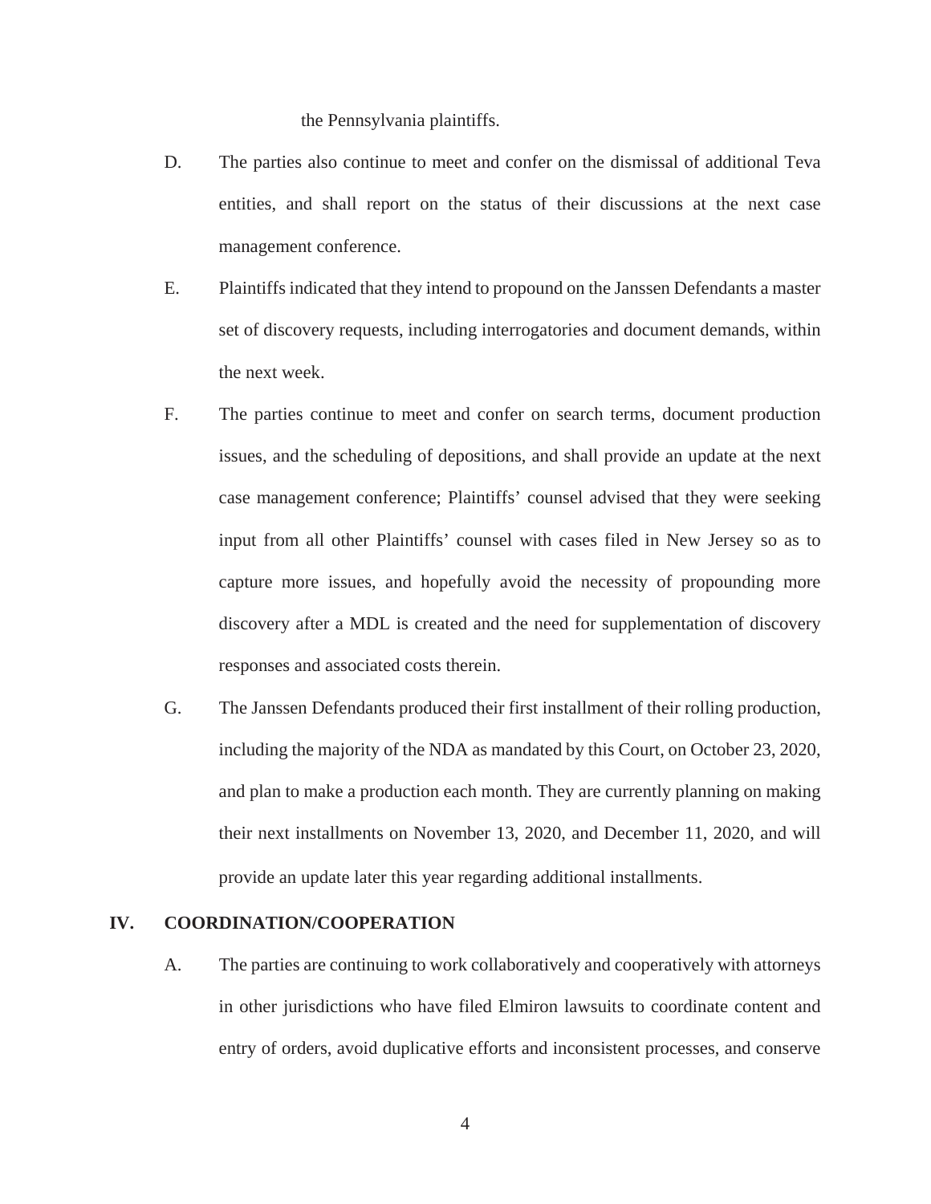the Pennsylvania plaintiffs.

D. The parties also continue to meet and confer on the dismissal of additional Teva entities, and shall report on the status of their discussions at the next case management conference.

E. Plaintiffs indicated that they intend to propound on the Janssen Defendants a master set of discovery requests, including interrogatories and document demands, within the next week.

F. The parties continue to meet and confer on search terms, document production issues, and the scheduling of depositions, and shall provide an update at the next case management conference; Plaintiffs' counsel advised that they were seeking input from all other Plaintiffs' counsel with cases filed in New Jersey so as to capture more issues, and hopefully avoid the necessity of propounding more discovery after a MDL is created and the need for supplementation of discovery responses and associated costs therein.

G. The Janssen Defendants produced their first installment of their rolling production, including the majority of the NDA as mandated by this Court, on October 23, 2020, and plan to make a production each month. They are currently planning on making their next installments on November 13, 2020, and December 11, 2020, and will provide an update later this year regarding additional installments.

## IV. COORDINATION/COOPERATION

A. The parties are continuing to work collaboratively and cooperatively with attorneys in other jurisdictions who have filed Elmiron lawsuits to coordinate content and entry of orders, avoid duplicative efforts and inconsistent processes, and conserve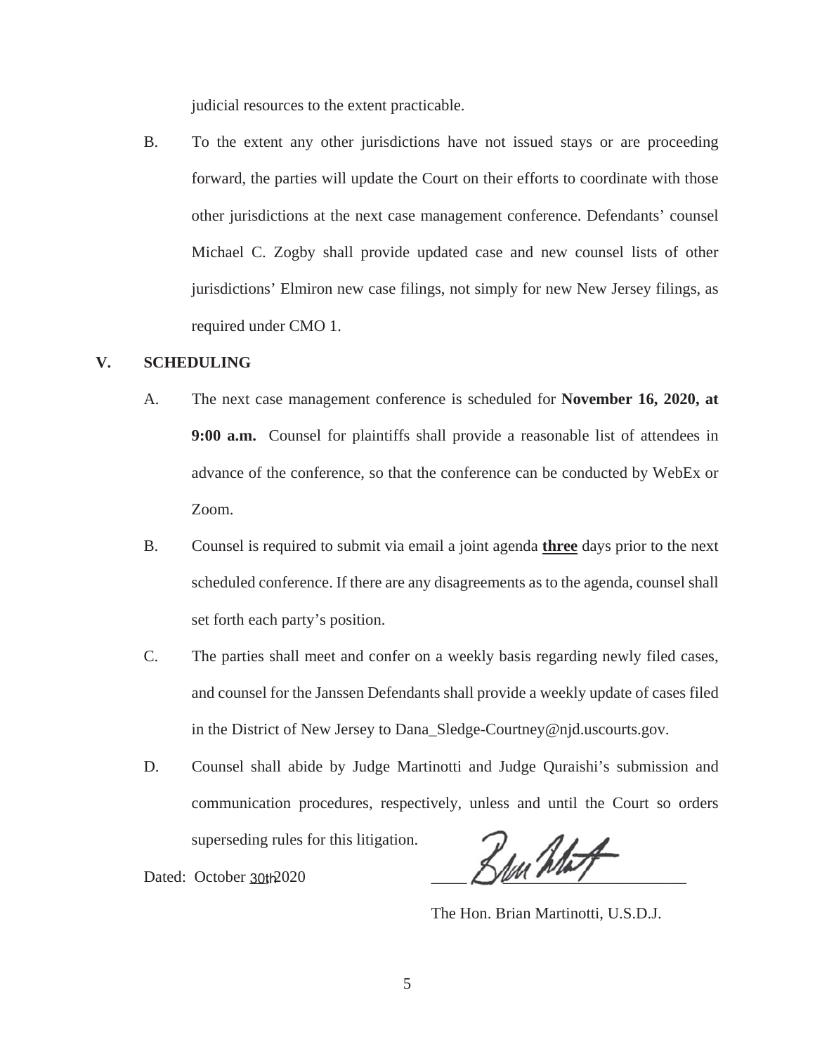judicial resources to the extent practicable.

B. To the extent any other jurisdictions have not issued stays or are proceeding forward, the parties will update the Court on their efforts to coordinate with those other jurisdictions at the next case management conference. Defendants' counsel Michael C. Zogby shall provide updated case and new counsel lists of other jurisdictions' Elmiron new case filings, not simply for new New Jersey filings, as required under CMO 1.

## V. SCHEDULING

A. The next case management conference is scheduled for **November 16, 2020, at 9:00 a.m.** Counsel for plaintiffs shall provide a reasonable list of attendees in advance of the conference, so that the conference can be conducted by WebEx or Zoom.

B. Counsel is required to submit via email a joint agenda **three** days prior to the next scheduled conference. If there are any disagreements as to the agenda, counsel shall set forth each party's position.

C. The parties shall meet and confer on a weekly basis regarding newly filed cases, and counsel for the Janssen Defendants shall provide a weekly update of cases filed in the District of New Jersey to Dana_Sledge-Courtney@njd.uscourts.gov.

D. Counsel shall abide by Judge Martinotti and Judge Quraishi's submission and communication procedures, respectively, unless and until the Court so orders superseding rules for this litigation.

Dated: October 30th 2020

_____________________________

The Hon. Brian Martinotti, U.S.D.J.